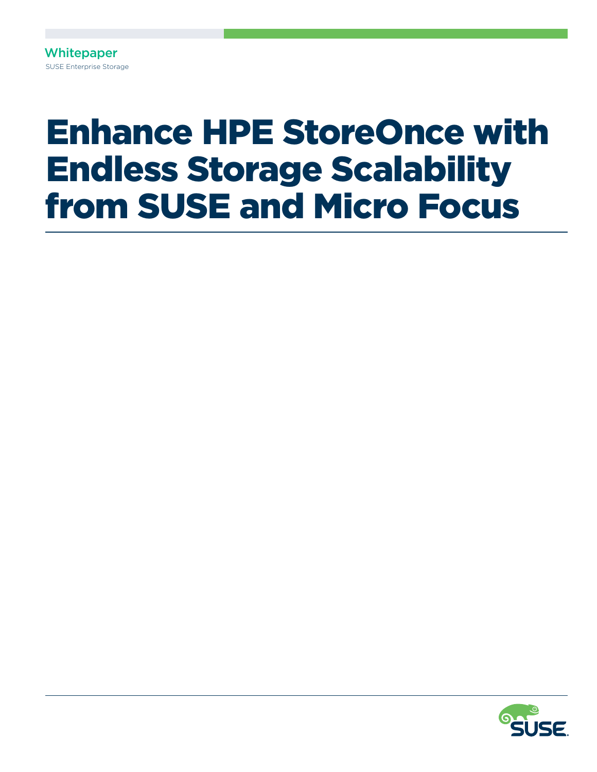Whitepaper

SUSE Enterprise Storage

# Enhance HPE StoreOnce with Endless Storage Scalability from SUSE and Micro Focus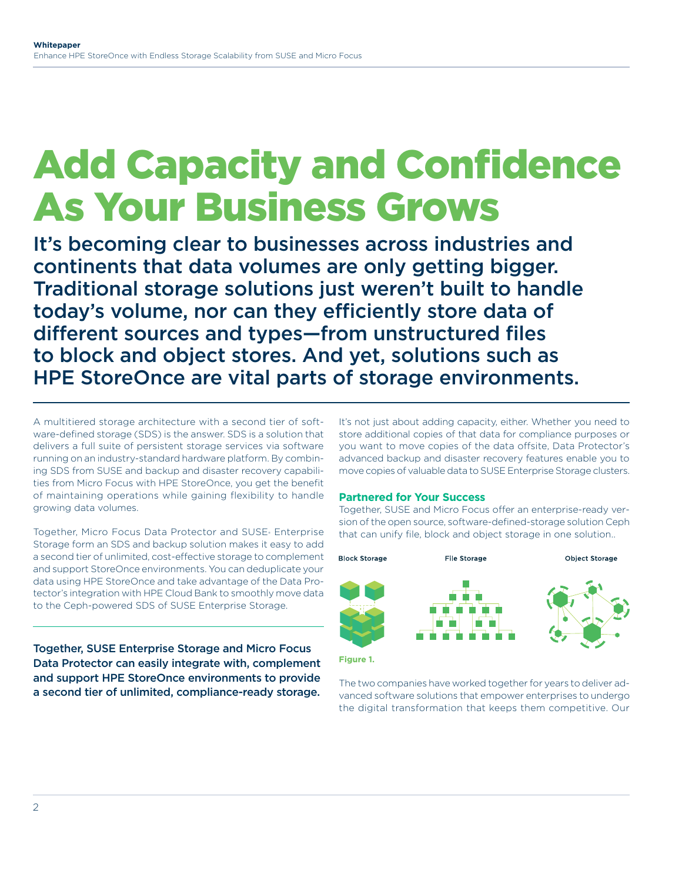# Add Capacity and Confidence As Your Business Grows

## It's becoming clear to businesses across industries and continents that data volumes are only getting bigger. Traditional storage solutions just weren't built to handle today's volume, nor can they efficiently store data of different sources and types—from unstructured files to block and object stores. And yet, solutions such as HPE StoreOnce are vital parts of storage environments.

A multitiered storage architecture with a second tier of software-defined storage (SDS) is the answer. SDS is a solution that delivers a full suite of persistent storage services via software running on an industry-standard hardware platform. By combining SDS from SUSE and backup and disaster recovery capabilities from Micro Focus with HPE StoreOnce, you get the benefit of maintaining operations while gaining flexibility to handle growing data volumes.

Together, Micro Focus Data Protector and SUSE® Enterprise Storage form an SDS and backup solution makes it easy to add a second tier of unlimited, cost-effective storage to complement and support StoreOnce environments. You can deduplicate your data using HPE StoreOnce and take advantage of the Data Protector's integration with HPE Cloud Bank to smoothly move data to the Ceph-powered SDS of SUSE Enterprise Storage.

**Together, SUSE Enterprise Storage and Micro Focus Data Protector can easily integrate with, complement and support HPE StoreOnce environments to provide a second tier of unlimited, compliance-ready storage.**

It's not just about adding capacity, either. Whether you need to store additional copies of that data for compliance purposes or you want to move copies of the data offsite, Data Protector's advanced backup and disaster recovery features enable you to move copies of valuable data to SUSE Enterprise Storage clusters.

### Partnered for Your Success

Together, SUSE and Micro Focus offer an enterprise-ready version of the open source, software-defined-storage solution Ceph that can unify file, block and object storage in one solution..

Block Storage | File Storage | Object Storage

**Figure 1.**

The two companies have worked together for years to deliver advanced software solutions that empower enterprises to undergo the digital transformation that keeps them competitive. Our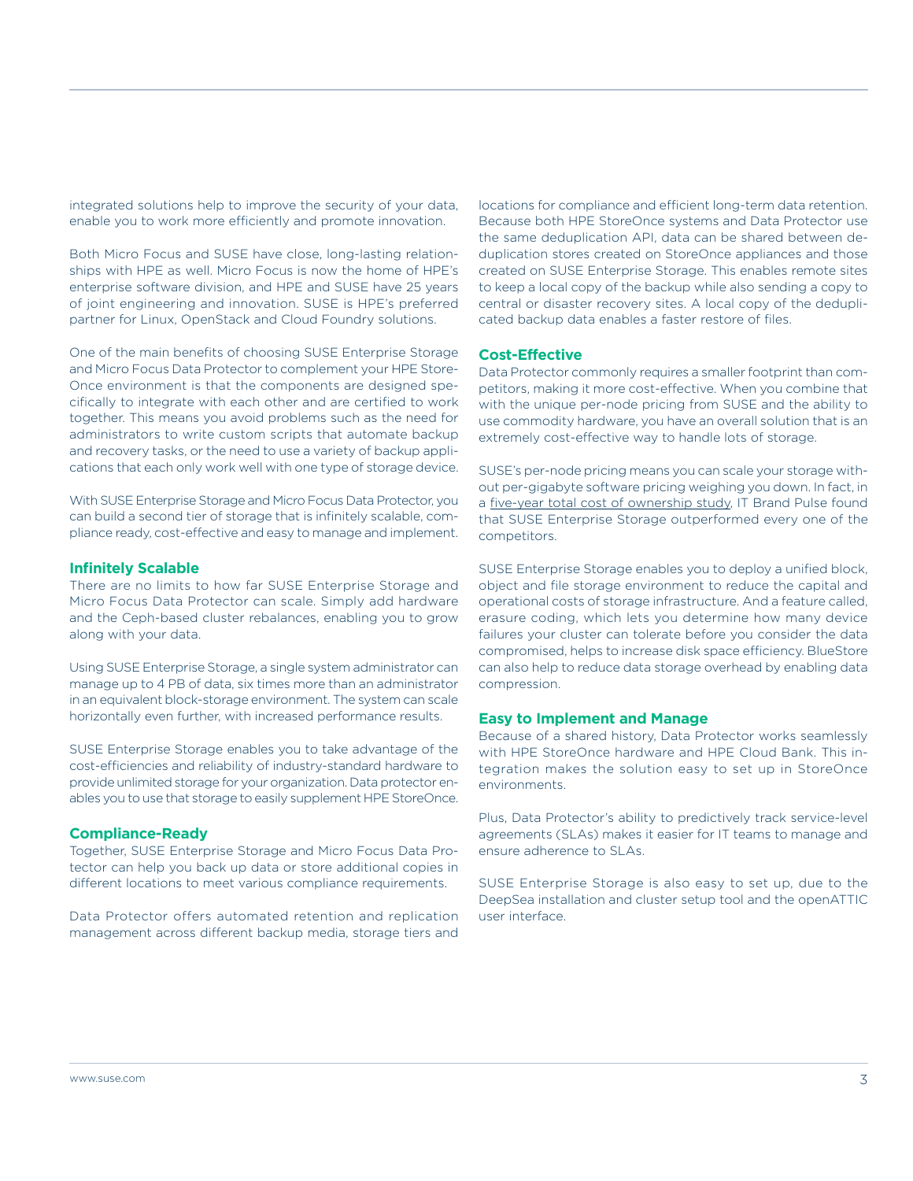integrated solutions help to improve the security of your data, enable you to work more efficiently and promote innovation.

Both Micro Focus and SUSE have close, long-lasting relationships with HPE as well. Micro Focus is now the home of HPE's enterprise software division, and HPE and SUSE have 25 years of joint engineering and innovation. SUSE is HPE's preferred partner for Linux, OpenStack and Cloud Foundry solutions.

One of the main benefits of choosing SUSE Enterprise Storage and Micro Focus Data Protector to complement your HPE StoreOnce environment is that the components are designed specifically to integrate with each other and are certified to work together. This means you avoid problems such as the need for administrators to write custom scripts that automate backup and recovery tasks, or the need to use a variety of backup applications that each only work well with one type of storage device.

With SUSE Enterprise Storage and Micro Focus Data Protector, you can build a second tier of storage that is infinitely scalable, compliance ready, cost-effective and easy to manage and implement.

### Infinitely Scalable

There are no limits to how far SUSE Enterprise Storage and Micro Focus Data Protector can scale. Simply add hardware and the Ceph-based cluster rebalances, enabling you to grow along with your data.

Using SUSE Enterprise Storage, a single system administrator can manage up to 4 PB of data, six times more than an administrator in an equivalent block-storage environment. The system can scale horizontally even further, with increased performance results.

SUSE Enterprise Storage enables you to take advantage of the cost-efficiencies and reliability of industry-standard hardware to provide unlimited storage for your organization. Data protector enables you to use that storage to easily supplement HPE StoreOnce.

### Compliance-Ready

Together, SUSE Enterprise Storage and Micro Focus Data Protector can help you back up data or store additional copies in different locations to meet various compliance requirements.

Data Protector offers automated retention and replication management across different backup media, storage tiers and locations for compliance and efficient long-term data retention. Because both HPE StoreOnce systems and Data Protector use the same deduplication API, data can be shared between deduplication stores created on StoreOnce appliances and those created on SUSE Enterprise Storage. This enables remote sites to keep a local copy of the backup while also sending a copy to central or disaster recovery sites. A local copy of the deduplicated backup data enables a faster restore of files.

### Cost-Effective

Data Protector commonly requires a smaller footprint than competitors, making it more cost-effective. When you combine that with the unique per-node pricing from SUSE and the ability to use commodity hardware, you have an overall solution that is an extremely cost-effective way to handle lots of storage.

SUSE's per-node pricing means you can scale your storage without per-gigabyte software pricing weighing you down. In fact, in a five-year total cost of ownership study, IT Brand Pulse found that SUSE Enterprise Storage outperformed every one of the competitors.

SUSE Enterprise Storage enables you to deploy a unified block, object and file storage environment to reduce the capital and operational costs of storage infrastructure. And a feature called, erasure coding, which lets you determine how many device failures your cluster can tolerate before you consider the data compromised, helps to increase disk space efficiency. BlueStore can also help to reduce data storage overhead by enabling data compression.

### Easy to Implement and Manage

Because of a shared history, Data Protector works seamlessly with HPE StoreOnce hardware and HPE Cloud Bank. This integration makes the solution easy to set up in StoreOnce environments.

Plus, Data Protector's ability to predictively track service-level agreements (SLAs) makes it easier for IT teams to manage and ensure adherence to SLAs.

SUSE Enterprise Storage is also easy to set up, due to the DeepSea installation and cluster setup tool and the openATTIC user interface.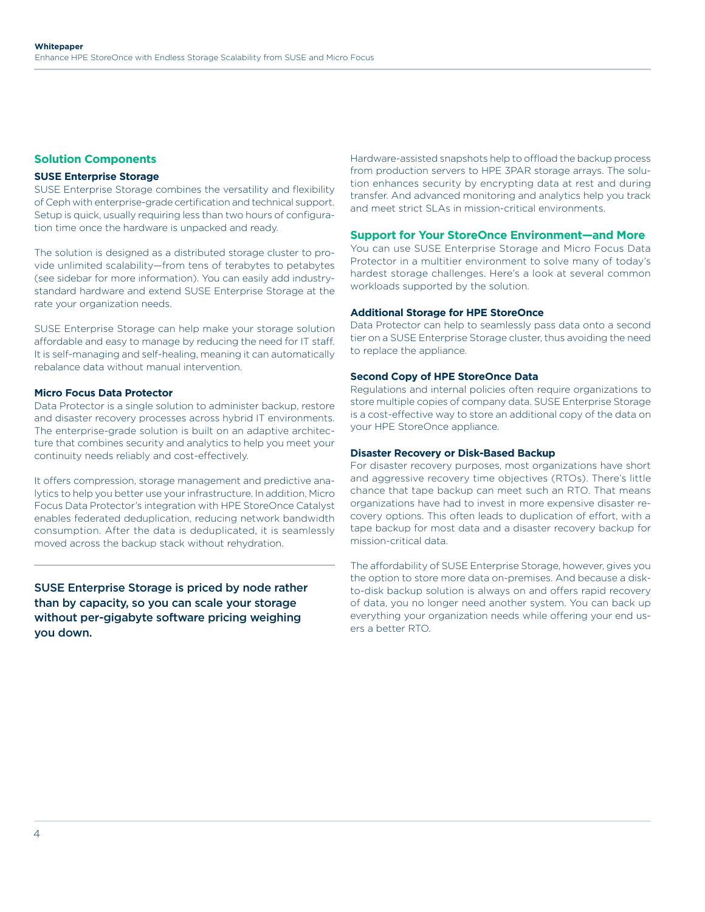## Solution Components

### SUSE Enterprise Storage

SUSE Enterprise Storage combines the versatility and flexibility of Ceph with enterprise-grade certification and technical support. Setup is quick, usually requiring less than two hours of configuration time once the hardware is unpacked and ready.

The solution is designed as a distributed storage cluster to provide unlimited scalability—from tens of terabytes to petabytes (see sidebar for more information). You can easily add industry-standard hardware and extend SUSE Enterprise Storage at the rate your organization needs.

SUSE Enterprise Storage can help make your storage solution affordable and easy to manage by reducing the need for IT staff. It is self-managing and self-healing, meaning it can automatically rebalance data without manual intervention.

### Micro Focus Data Protector

Data Protector is a single solution to administer backup, restore and disaster recovery processes across hybrid IT environments. The enterprise-grade solution is built on an adaptive architecture that combines security and analytics to help you meet your continuity needs reliably and cost-effectively.

It offers compression, storage management and predictive analytics to help you better use your infrastructure. In addition, Micro Focus Data Protector's integration with HPE StoreOnce Catalyst enables federated deduplication, reducing network bandwidth consumption. After the data is deduplicated, it is seamlessly moved across the backup stack without rehydration.

---

SUSE Enterprise Storage is priced by node rather than by capacity, so you can scale your storage without per-gigabyte software pricing weighing you down.

Hardware-assisted snapshots help to offload the backup process from production servers to HPE 3PAR storage arrays. The solution enhances security by encrypting data at rest and during transfer. And advanced monitoring and analytics help you track and meet strict SLAs in mission-critical environments.

## Support for Your StoreOnce Environment—and More

You can use SUSE Enterprise Storage and Micro Focus Data Protector in a multitier environment to solve many of today's hardest storage challenges. Here's a look at several common workloads supported by the solution.

### Additional Storage for HPE StoreOnce

Data Protector can help to seamlessly pass data onto a second tier on a SUSE Enterprise Storage cluster, thus avoiding the need to replace the appliance.

### Second Copy of HPE StoreOnce Data

Regulations and internal policies often require organizations to store multiple copies of company data. SUSE Enterprise Storage is a cost-effective way to store an additional copy of the data on your HPE StoreOnce appliance.

### Disaster Recovery or Disk-Based Backup

For disaster recovery purposes, most organizations have short and aggressive recovery time objectives (RTOs). There's little chance that tape backup can meet such an RTO. That means organizations have had to invest in more expensive disaster recovery options. This often leads to duplication of effort, with a tape backup for most data and a disaster recovery backup for mission-critical data.

The affordability of SUSE Enterprise Storage, however, gives you the option to store more data on-premises. And because a disk-to-disk backup solution is always on and offers rapid recovery of data, you no longer need another system. You can back up everything your organization needs while offering your end users a better RTO.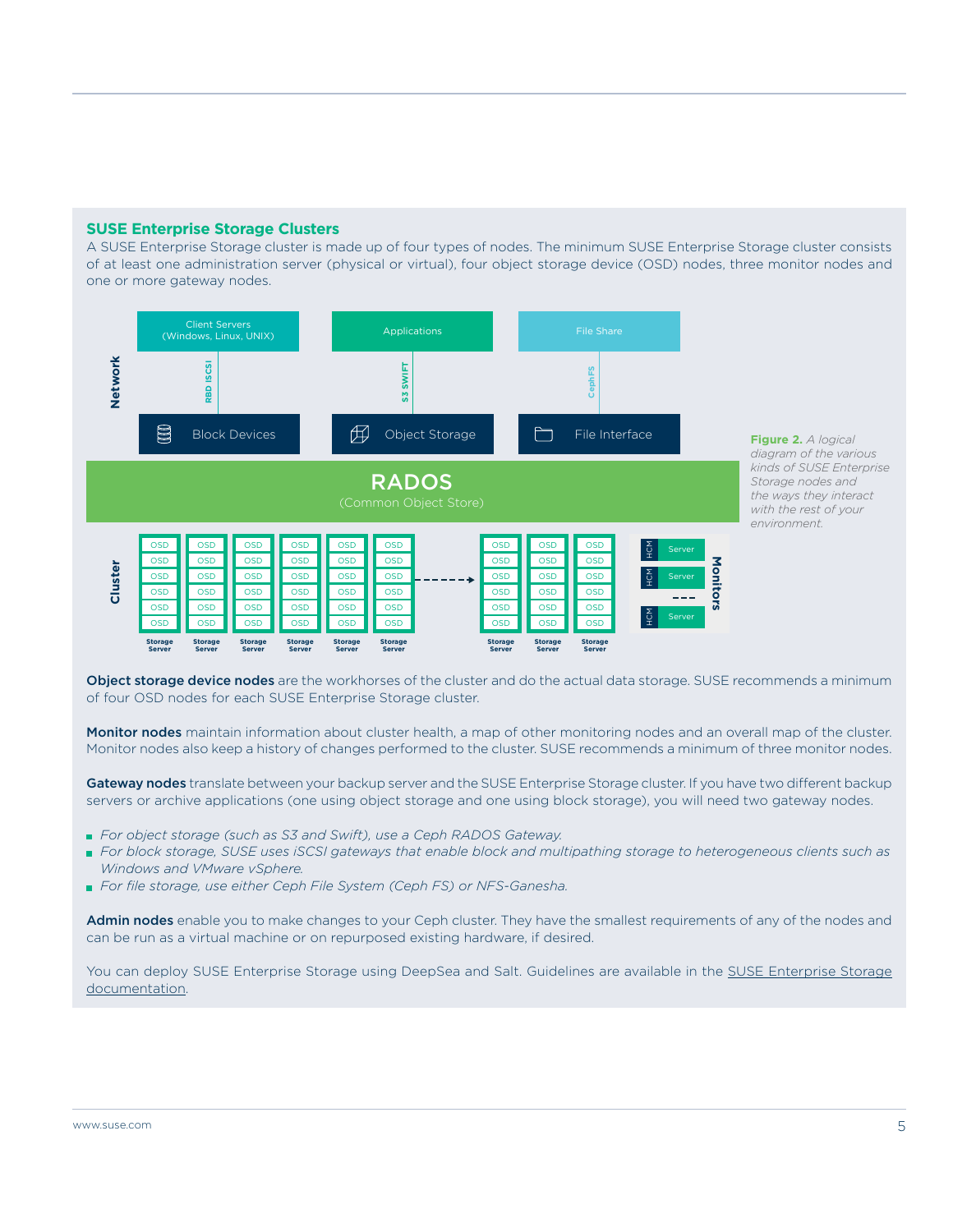## SUSE Enterprise Storage Clusters

A SUSE Enterprise Storage cluster is made up of four types of nodes. The minimum SUSE Enterprise Storage cluster consists of at least one administration server (physical or virtual), four object storage device (OSD) nodes, three monitor nodes and one or more gateway nodes.

**Figure 2.** *A logical diagram of the various kinds of SUSE Enterprise Storage nodes and the ways they interact with the rest of your environment.*

**Object storage device nodes** are the workhorses of the cluster and do the actual data storage. SUSE recommends a minimum of four OSD nodes for each SUSE Enterprise Storage cluster.

**Monitor nodes** maintain information about cluster health, a map of other monitoring nodes and an overall map of the cluster. Monitor nodes also keep a history of changes performed to the cluster. SUSE recommends a minimum of three monitor nodes.

**Gateway nodes** translate between your backup server and the SUSE Enterprise Storage cluster. If you have two different backup servers or archive applications (one using object storage and one using block storage), you will need two gateway nodes.

- *For object storage (such as S3 and Swift), use a Ceph RADOS Gateway.*
- *For block storage, SUSE uses iSCSI gateways that enable block and multipathing storage to heterogeneous clients such as Windows and VMware vSphere.*
- *For file storage, use either Ceph File System (Ceph FS) or NFS-Ganesha.*

**Admin nodes** enable you to make changes to your Ceph cluster. They have the smallest requirements of any of the nodes and can be run as a virtual machine or on repurposed existing hardware, if desired.

You can deploy SUSE Enterprise Storage using DeepSea and Salt. Guidelines are available in the SUSE Enterprise Storage documentation.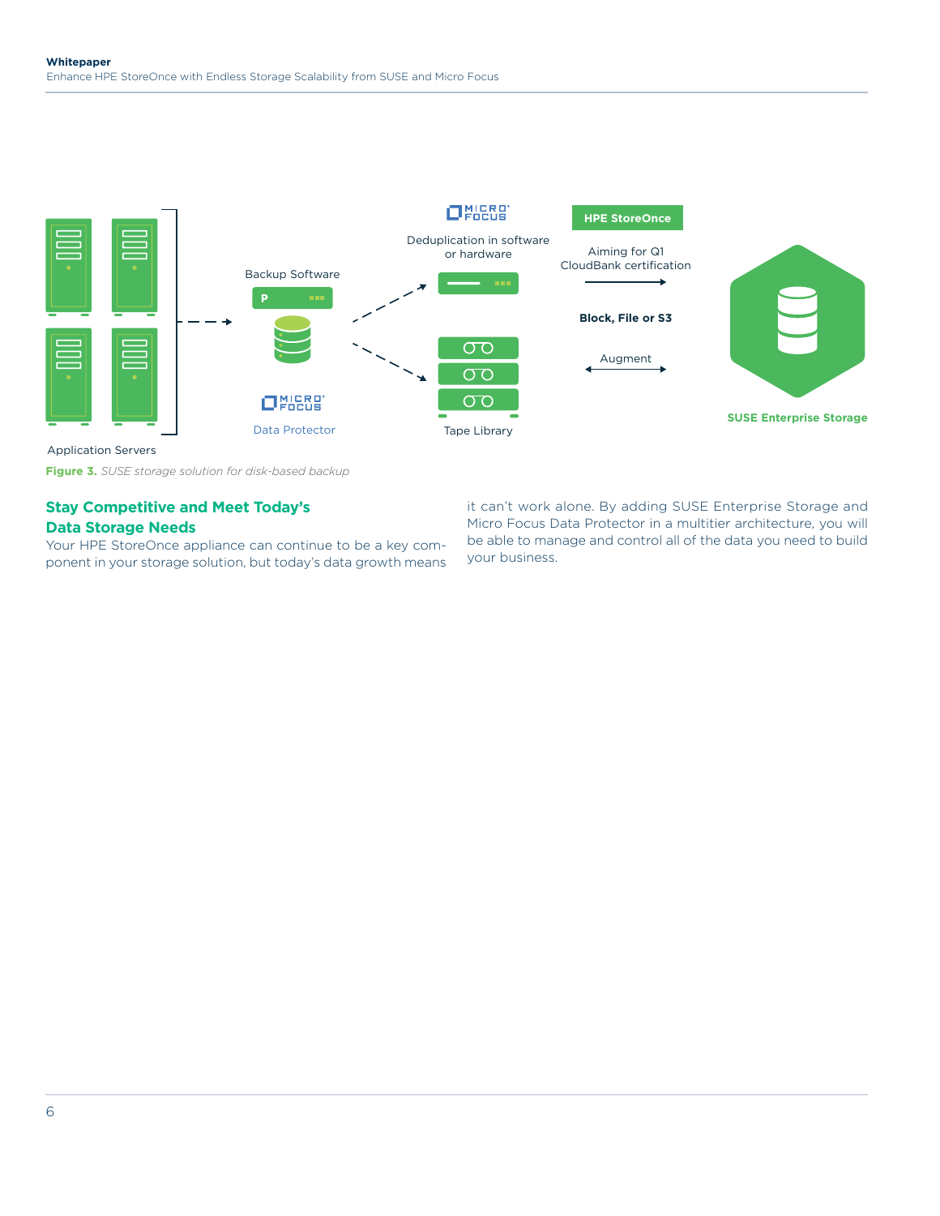Application Servers

Backup Software

Data Protector

Deduplication in software or hardware

Tape Library

HPE StoreOnce

Aiming for Q1 CloudBank certification

Block, File or S3

Augment

SUSE Enterprise Storage

**Figure 3.** *SUSE storage solution for disk-based backup*

## Stay Competitive and Meet Today's Data Storage Needs

Your HPE StoreOnce appliance can continue to be a key component in your storage solution, but today's data growth means it can't work alone. By adding SUSE Enterprise Storage and Micro Focus Data Protector in a multitier architecture, you will be able to manage and control all of the data you need to build your business.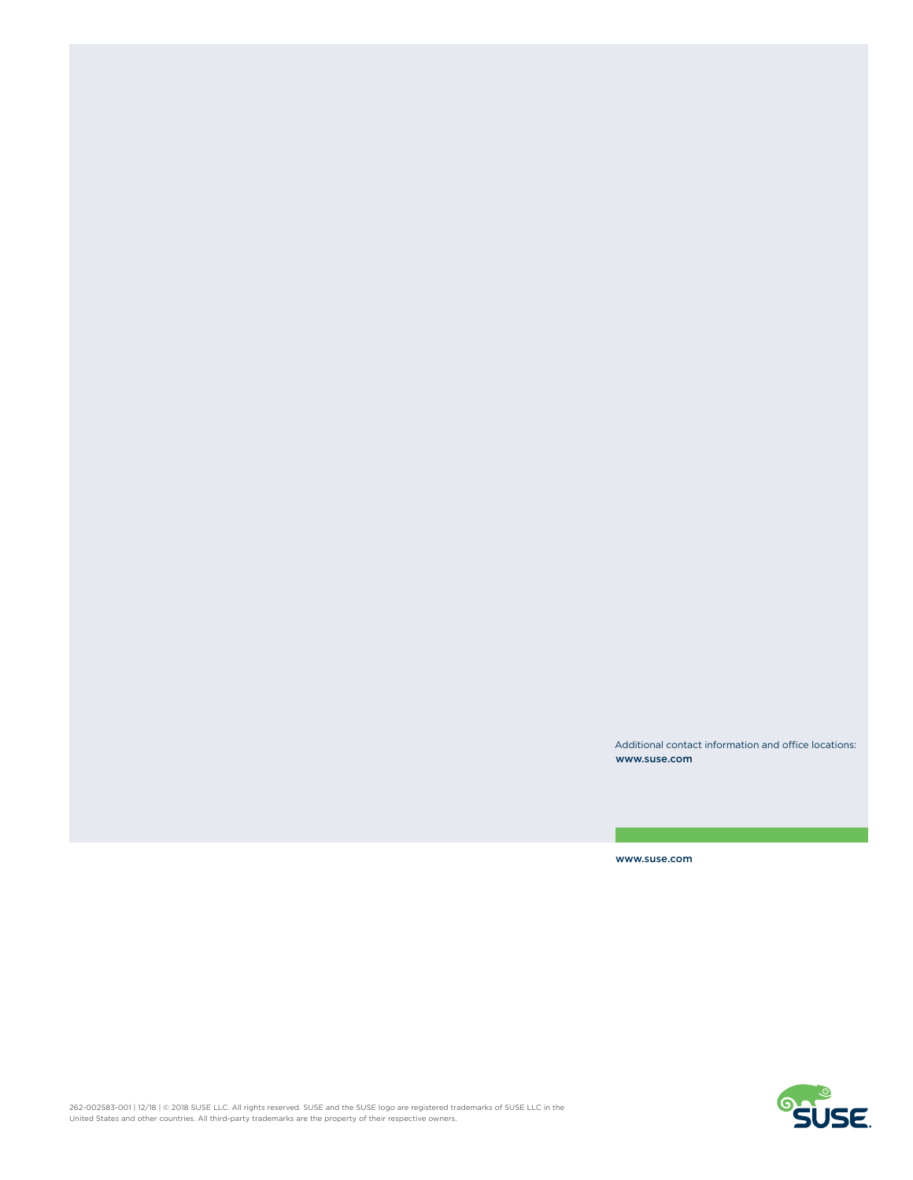Additional contact information and office locations:
**www.suse.com**

**www.suse.com**

262-002583-001 | 12/18 | © 2018 SUSE LLC. All rights reserved. SUSE and the SUSE logo are registered trademarks of SUSE LLC in the United States and other countries. All third-party trademarks are the property of their respective owners.